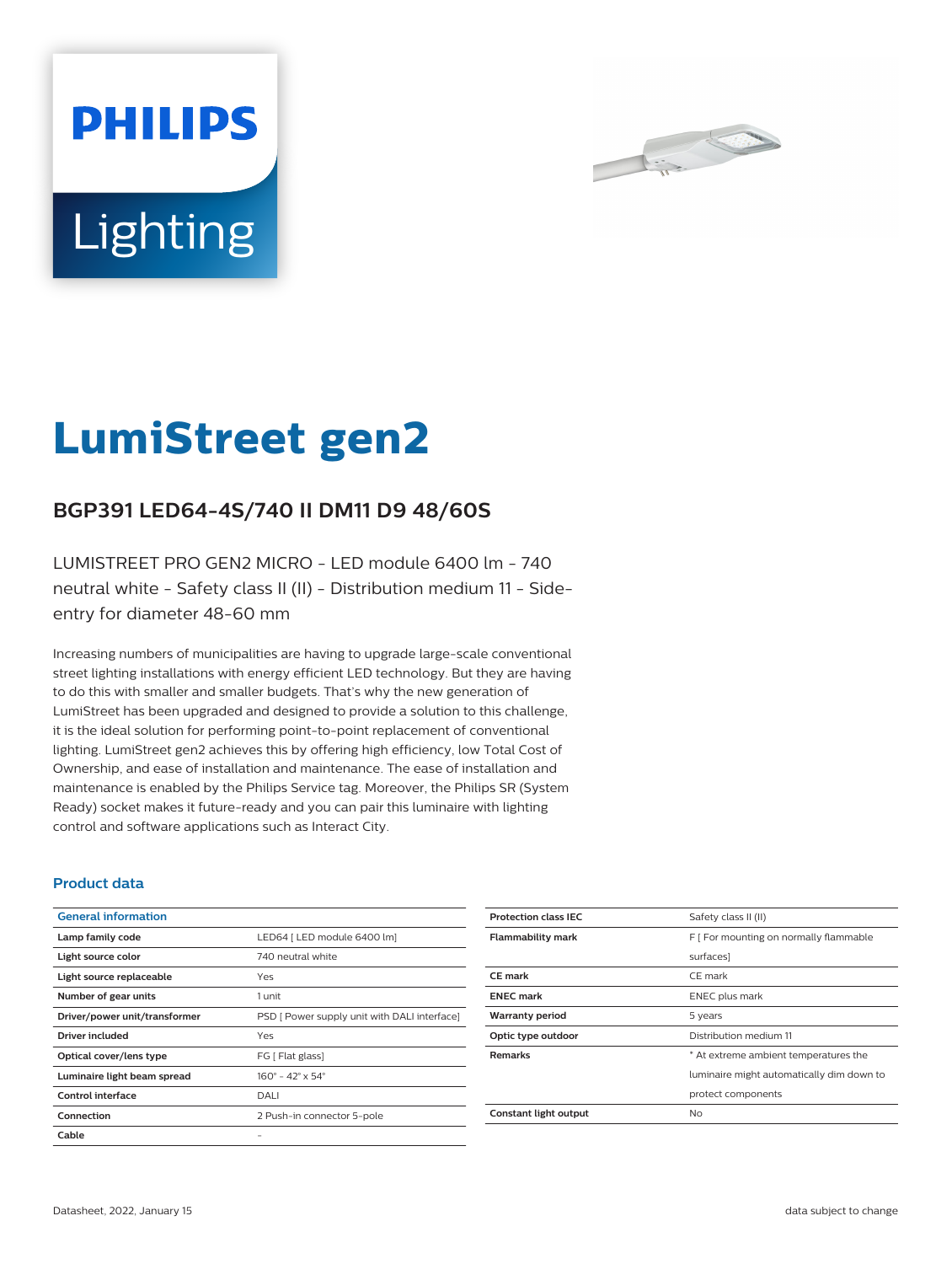# LumiStreet gen2

## BGP391 LED64-4S/740 II DM11 D9 48/60S

LUMISTREET PRO GEN2 MICRO - LED module 6400 lm - 740 neutral white - Safety class II (II) - Distribution medium 11 - Side-entry for diameter 48-60 mm

Increasing numbers of municipalities are having to upgrade large-scale conventional street lighting installations with energy efficient LED technology. But they are having to do this with smaller and smaller budgets. That's why the new generation of LumiStreet has been upgraded and designed to provide a solution to this challenge, it is the ideal solution for performing point-to-point replacement of conventional lighting. LumiStreet gen2 achieves this by offering high efficiency, low Total Cost of Ownership, and ease of installation and maintenance. The ease of installation and maintenance is enabled by the Philips Service tag. Moreover, the Philips SR (System Ready) socket makes it future-ready and you can pair this luminaire with lighting control and software applications such as Interact City.

### Product data

| General information | |
|---|---|
| **Lamp family code** | LED64 [ LED module 6400 lm] |
| **Light source color** | 740 neutral white |
| **Light source replaceable** | Yes |
| **Number of gear units** | 1 unit |
| **Driver/power unit/transformer** | PSD [ Power supply unit with DALI interface] |
| **Driver included** | Yes |
| **Optical cover/lens type** | FG [ Flat glass] |
| **Luminaire light beam spread** | 160° - 42° x 54° |
| **Control interface** | DALI |
| **Connection** | 2 Push-in connector 5-pole |
| **Cable** | - |
| **Protection class IEC** | Safety class II (II) |
| **Flammability mark** | F [ For mounting on normally flammable surfaces] |
| **CE mark** | CE mark |
| **ENEC mark** | ENEC plus mark |
| **Warranty period** | 5 years |
| **Optic type outdoor** | Distribution medium 11 |
| **Remarks** | * At extreme ambient temperatures the luminaire might automatically dim down to protect components |
| **Constant light output** | No |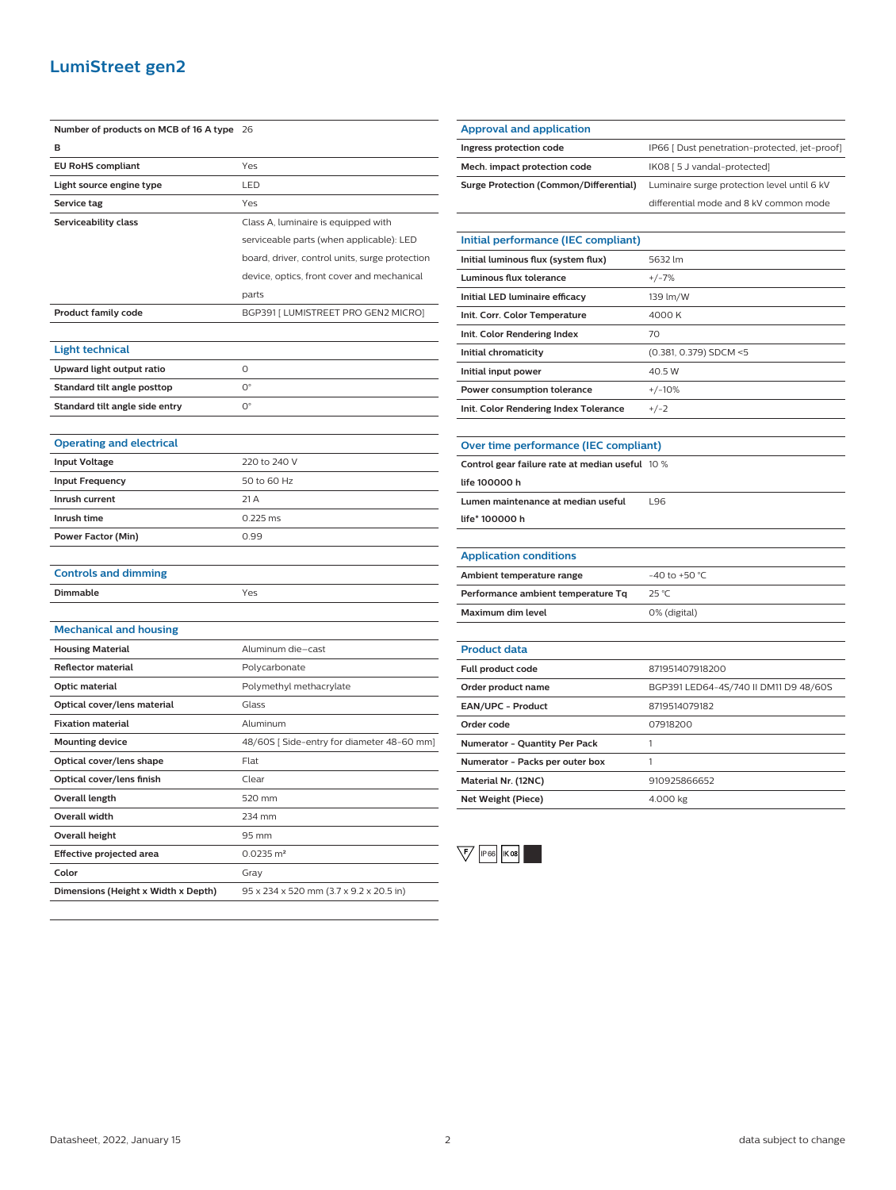# LumiStreet gen2

| | |
|---|---|
| **Number of products on MCB of 16 A type B** | 26 |
| **EU RoHS compliant** | Yes |
| **Light source engine type** | LED |
| **Service tag** | Yes |
| **Serviceability class** | Class A, luminaire is equipped with serviceable parts (when applicable): LED board, driver, control units, surge protection device, optics, front cover and mechanical parts |
| **Product family code** | BGP391 [ LUMISTREET PRO GEN2 MICRO] |

## Light technical

| | |
|---|---|
| **Upward light output ratio** | 0 |
| **Standard tilt angle posttop** | 0° |
| **Standard tilt angle side entry** | 0° |

## Operating and electrical

| | |
|---|---|
| **Input Voltage** | 220 to 240 V |
| **Input Frequency** | 50 to 60 Hz |
| **Inrush current** | 21 A |
| **Inrush time** | 0.225 ms |
| **Power Factor (Min)** | 0.99 |

## Controls and dimming

| | |
|---|---|
| **Dimmable** | Yes |

## Mechanical and housing

| | |
|---|---|
| **Housing Material** | Aluminum die-cast |
| **Reflector material** | Polycarbonate |
| **Optic material** | Polymethyl methacrylate |
| **Optical cover/lens material** | Glass |
| **Fixation material** | Aluminum |
| **Mounting device** | 48/60S [ Side-entry for diameter 48-60 mm] |
| **Optical cover/lens shape** | Flat |
| **Optical cover/lens finish** | Clear |
| **Overall length** | 520 mm |
| **Overall width** | 234 mm |
| **Overall height** | 95 mm |
| **Effective projected area** | 0.0235 m² |
| **Color** | Gray |
| **Dimensions (Height x Width x Depth)** | 95 x 234 x 520 mm (3.7 x 9.2 x 20.5 in) |

## Approval and application

| | |
|---|---|
| **Ingress protection code** | IP66 [ Dust penetration-protected, jet-proof] |
| **Mech. impact protection code** | IK08 [ 5 J vandal-protected] |
| **Surge Protection (Common/Differential)** | Luminaire surge protection level until 6 kV differential mode and 8 kV common mode |

## Initial performance (IEC compliant)

| | |
|---|---|
| **Initial luminous flux (system flux)** | 5632 lm |
| **Luminous flux tolerance** | +/-7% |
| **Initial LED luminaire efficacy** | 139 lm/W |
| **Init. Corr. Color Temperature** | 4000 K |
| **Init. Color Rendering Index** | 70 |
| **Initial chromaticity** | (0.381, 0.379) SDCM <5 |
| **Initial input power** | 40.5 W |
| **Power consumption tolerance** | +/-10% |
| **Init. Color Rendering Index Tolerance** | +/-2 |

## Over time performance (IEC compliant)

| | |
|---|---|
| **Control gear failure rate at median useful life 100000 h** | 10 % |
| **Lumen maintenance at median useful life* 100000 h** | L96 |

## Application conditions

| | |
|---|---|
| **Ambient temperature range** | -40 to +50 °C |
| **Performance ambient temperature Tq** | 25 °C |
| **Maximum dim level** | 0% (digital) |

## Product data

| | |
|---|---|
| **Full product code** | 871951407918200 |
| **Order product name** | BGP391 LED64-4S/740 II DM11 D9 48/60S |
| **EAN/UPC - Product** | 8719514079182 |
| **Order code** | 07918200 |
| **Numerator - Quantity Per Pack** | 1 |
| **Numerator - Packs per outer box** | 1 |
| **Material Nr. (12NC)** | 910925866652 |
| **Net Weight (Piece)** | 4.000 kg |

F IP66 IK08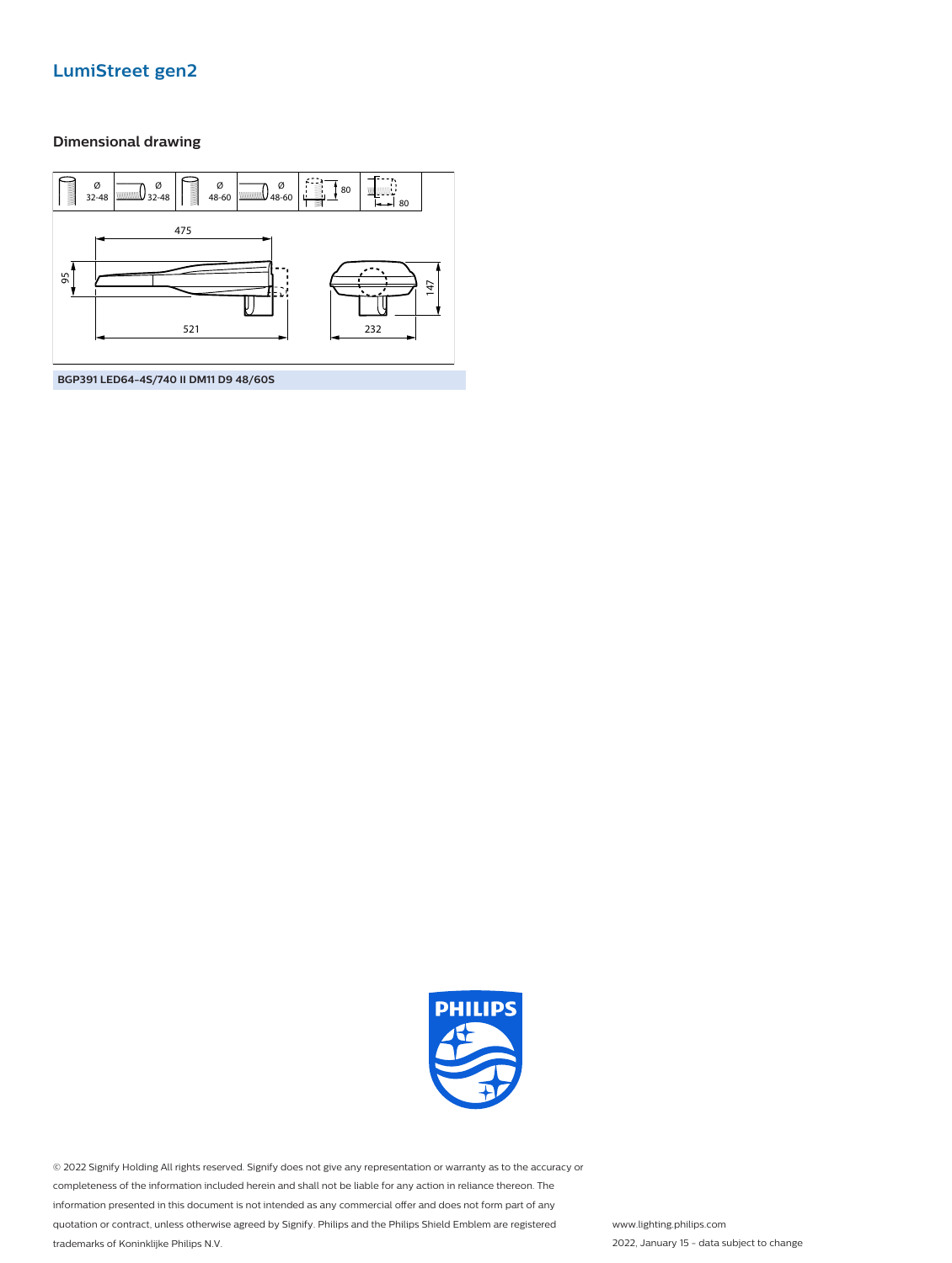## LumiStreet gen2

### Dimensional drawing

Ø 32-48
Ø 32-48
Ø 48-60
Ø 48-60
80
80

475
95
521
147
232

**BGP391 LED64-4S/740 II DM11 D9 48/60S**

© 2022 Signify Holding All rights reserved. Signify does not give any representation or warranty as to the accuracy or completeness of the information included herein and shall not be liable for any action in reliance thereon. The information presented in this document is not intended as any commercial offer and does not form part of any quotation or contract, unless otherwise agreed by Signify. Philips and the Philips Shield Emblem are registered trademarks of Koninklijke Philips N.V.

www.lighting.philips.com
2022, January 15 - data subject to change